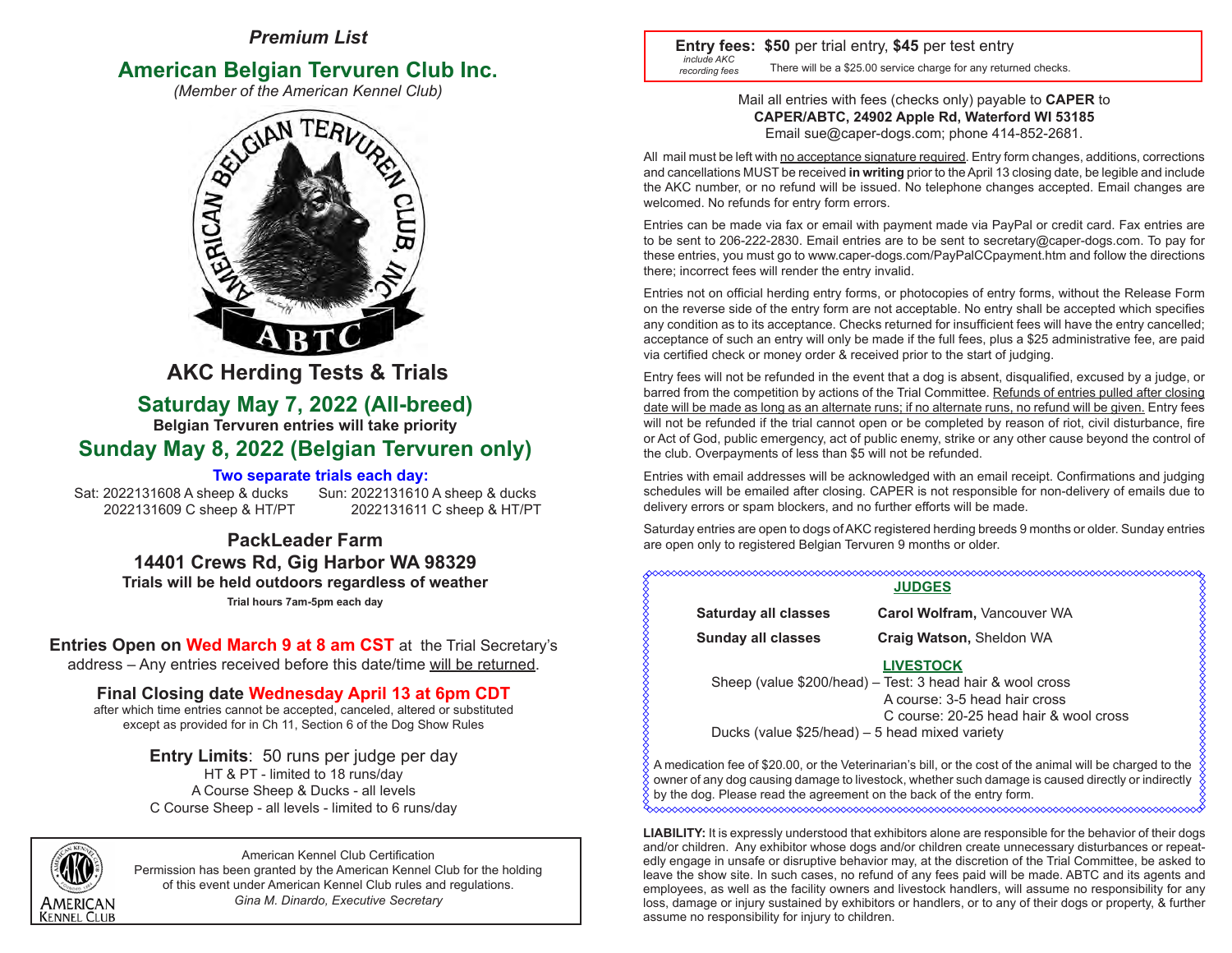*Premium List*

# American Belgian Tervuren Club Inc.

*(Member of the American Kennel Club)*

## AKC Herding Tests & Trials

## Saturday May 7, 2022 (All-breed)

**Belgian Tervuren entries will take priority**

## Sunday May 8, 2022 (Belgian Tervuren only)

**Two separate trials each day:**

Sat: 2022131608 A sheep & ducks
2022131609 C sheep & HT/PT

Sun: 2022131610 A sheep & ducks
2022131611 C sheep & HT/PT

### PackLeader Farm
### 14401 Crews Rd, Gig Harbor WA 98329

**Trials will be held outdoors regardless of weather**

**Trial hours 7am-5pm each day**

**Entries Open on Wed March 9 at 8 am CST** at the Trial Secretary's address – Any entries received before this date/time will be returned.

**Final Closing date Wednesday April 13 at 6pm CDT**
after which time entries cannot be accepted, canceled, altered or substituted except as provided for in Ch 11, Section 6 of the Dog Show Rules

**Entry Limits**: 50 runs per judge per day
HT & PT - limited to 18 runs/day
A Course Sheep & Ducks - all levels
C Course Sheep - all levels - limited to 6 runs/day

American Kennel Club Certification
Permission has been granted by the American Kennel Club for the holding of this event under American Kennel Club rules and regulations.
*Gina M. Dinardo, Executive Secretary*

**Entry fees: $50** per trial entry, **$45** per test entry
*include AKC recording fees*
There will be a $25.00 service charge for any returned checks.

Mail all entries with fees (checks only) payable to **CAPER** to
**CAPER/ABTC, 24902 Apple Rd, Waterford WI 53185**
Email sue@caper-dogs.com; phone 414-852-2681.

All mail must be left with no acceptance signature required. Entry form changes, additions, corrections and cancellations MUST be received **in writing** prior to the April 13 closing date, be legible and include the AKC number, or no refund will be issued. No telephone changes accepted. Email changes are welcomed. No refunds for entry form errors.

Entries can be made via fax or email with payment made via PayPal or credit card. Fax entries are to be sent to 206-222-2830. Email entries are to be sent to secretary@caper-dogs.com. To pay for these entries, you must go to www.caper-dogs.com/PayPalCCpayment.htm and follow the directions there; incorrect fees will render the entry invalid.

Entries not on official herding entry forms, or photocopies of entry forms, without the Release Form on the reverse side of the entry form are not acceptable. No entry shall be accepted which specifies any condition as to its acceptance. Checks returned for insufficient fees will have the entry cancelled; acceptance of such an entry will only be made if the full fees, plus a $25 administrative fee, are paid via certified check or money order & received prior to the start of judging.

Entry fees will not be refunded in the event that a dog is absent, disqualified, excused by a judge, or barred from the competition by actions of the Trial Committee. Refunds of entries pulled after closing date will be made as long as an alternate runs; if no alternate runs, no refund will be given. Entry fees will not be refunded if the trial cannot open or be completed by reason of riot, civil disturbance, fire or Act of God, public emergency, act of public enemy, strike or any other cause beyond the control of the club. Overpayments of less than $5 will not be refunded.

Entries with email addresses will be acknowledged with an email receipt. Confirmations and judging schedules will be emailed after closing. CAPER is not responsible for non-delivery of emails due to delivery errors or spam blockers, and no further efforts will be made.

Saturday entries are open to dogs of AKC registered herding breeds 9 months or older. Sunday entries are open only to registered Belgian Tervuren 9 months or older.

**JUDGES**

| | |
|---|---|
| **Saturday all classes** | **Carol Wolfram,** Vancouver WA |
| **Sunday all classes** | **Craig Watson,** Sheldon WA |

**LIVESTOCK**

Sheep (value $200/head) – Test: 3 head hair & wool cross
A course: 3-5 head hair cross
C course: 20-25 head hair & wool cross
Ducks (value $25/head) – 5 head mixed variety

A medication fee of $20.00, or the Veterinarian's bill, or the cost of the animal will be charged to the owner of any dog causing damage to livestock, whether such damage is caused directly or indirectly by the dog. Please read the agreement on the back of the entry form.

**LIABILITY:** It is expressly understood that exhibitors alone are responsible for the behavior of their dogs and/or children. Any exhibitor whose dogs and/or children create unnecessary disturbances or repeatedly engage in unsafe or disruptive behavior may, at the discretion of the Trial Committee, be asked to leave the show site. In such cases, no refund of any fees paid will be made. ABTC and its agents and employees, as well as the facility owners and livestock handlers, will assume no responsibility for any loss, damage or injury sustained by exhibitors or handlers, or to any of their dogs or property, & further assume no responsibility for injury to children.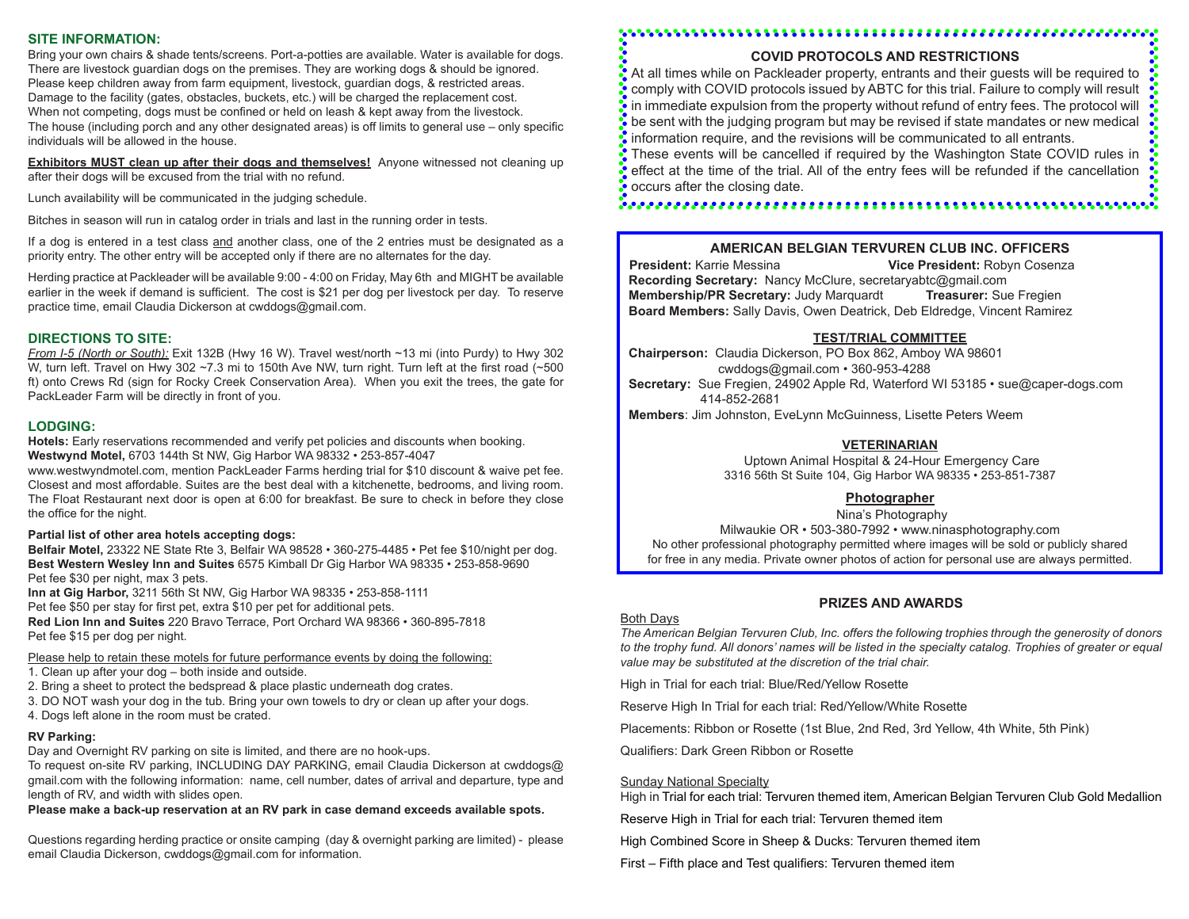## SITE INFORMATION:

Bring your own chairs & shade tents/screens. Port-a-potties are available. Water is available for dogs. There are livestock guardian dogs on the premises. They are working dogs & should be ignored. Please keep children away from farm equipment, livestock, guardian dogs, & restricted areas. Damage to the facility (gates, obstacles, buckets, etc.) will be charged the replacement cost. When not competing, dogs must be confined or held on leash & kept away from the livestock. The house (including porch and any other designated areas) is off limits to general use – only specific individuals will be allowed in the house.

**Exhibitors MUST clean up after their dogs and themselves!** Anyone witnessed not cleaning up after their dogs will be excused from the trial with no refund.

Lunch availability will be communicated in the judging schedule.

Bitches in season will run in catalog order in trials and last in the running order in tests.

If a dog is entered in a test class and another class, one of the 2 entries must be designated as a priority entry. The other entry will be accepted only if there are no alternates for the day.

Herding practice at Packleader will be available 9:00 - 4:00 on Friday, May 6th and MIGHT be available earlier in the week if demand is sufficient. The cost is $21 per dog per livestock per day. To reserve practice time, email Claudia Dickerson at cwddogs@gmail.com.

## DIRECTIONS TO SITE:

*From I-5 (North or South):* Exit 132B (Hwy 16 W). Travel west/north ~13 mi (into Purdy) to Hwy 302 W, turn left. Travel on Hwy 302 ~7.3 mi to 150th Ave NW, turn right. Turn left at the first road (~500 ft) onto Crews Rd (sign for Rocky Creek Conservation Area). When you exit the trees, the gate for PackLeader Farm will be directly in front of you.

## LODGING:

**Hotels:** Early reservations recommended and verify pet policies and discounts when booking.
**Westwynd Motel,** 6703 144th St NW, Gig Harbor WA 98332 • 253-857-4047
www.westwyndmotel.com, mention PackLeader Farms herding trial for $10 discount & waive pet fee. Closest and most affordable. Suites are the best deal with a kitchenette, bedrooms, and living room. The Float Restaurant next door is open at 6:00 for breakfast. Be sure to check in before they close the office for the night.

**Partial list of other area hotels accepting dogs:**

**Belfair Motel,** 23322 NE State Rte 3, Belfair WA 98528 • 360-275-4485 • Pet fee $10/night per dog.
**Best Western Wesley Inn and Suites** 6575 Kimball Dr Gig Harbor WA 98335 • 253-858-9690
Pet fee $30 per night, max 3 pets.
**Inn at Gig Harbor,** 3211 56th St NW, Gig Harbor WA 98335 • 253-858-1111
Pet fee $50 per stay for first pet, extra $10 per pet for additional pets.
**Red Lion Inn and Suites** 220 Bravo Terrace, Port Orchard WA 98366 • 360-895-7818
Pet fee $15 per dog per night.

Please help to retain these motels for future performance events by doing the following:

1. Clean up after your dog – both inside and outside.
2. Bring a sheet to protect the bedspread & place plastic underneath dog crates.
3. DO NOT wash your dog in the tub. Bring your own towels to dry or clean up after your dogs.
4. Dogs left alone in the room must be crated.

**RV Parking:**

Day and Overnight RV parking on site is limited, and there are no hook-ups.
To request on-site RV parking, INCLUDING DAY PARKING, email Claudia Dickerson at cwddogs@gmail.com with the following information: name, cell number, dates of arrival and departure, type and length of RV, and width with slides open.

**Please make a back-up reservation at an RV park in case demand exceeds available spots.**

Questions regarding herding practice or onsite camping (day & overnight parking are limited) - please email Claudia Dickerson, cwddogs@gmail.com for information.

## COVID PROTOCOLS AND RESTRICTIONS

At all times while on Packleader property, entrants and their guests will be required to comply with COVID protocols issued by ABTC for this trial. Failure to comply will result in immediate expulsion from the property without refund of entry fees. The protocol will be sent with the judging program but may be revised if state mandates or new medical information require, and the revisions will be communicated to all entrants.
These events will be cancelled if required by the Washington State COVID rules in effect at the time of the trial. All of the entry fees will be refunded if the cancellation occurs after the closing date.

## AMERICAN BELGIAN TERVUREN CLUB INC. OFFICERS

**President:** Karrie Messina **Vice President:** Robyn Cosenza
**Recording Secretary:** Nancy McClure, secretaryabtc@gmail.com
**Membership/PR Secretary:** Judy Marquardt **Treasurer:** Sue Fregien
**Board Members:** Sally Davis, Owen Deatrick, Deb Eldredge, Vincent Ramirez

### TEST/TRIAL COMMITTEE

**Chairperson:** Claudia Dickerson, PO Box 862, Amboy WA 98601
cwddogs@gmail.com • 360-953-4288
**Secretary:** Sue Fregien, 24902 Apple Rd, Waterford WI 53185 • sue@caper-dogs.com
414-852-2681
**Members**: Jim Johnston, EveLynn McGuinness, Lisette Peters Weem

### VETERINARIAN

Uptown Animal Hospital & 24-Hour Emergency Care
3316 56th St Suite 104, Gig Harbor WA 98335 • 253-851-7387

### Photographer

Nina's Photography
Milwaukie OR • 503-380-7992 • www.ninasphotography.com
No other professional photography permitted where images will be sold or publicly shared for free in any media. Private owner photos of action for personal use are always permitted.

## PRIZES AND AWARDS

Both Days

*The American Belgian Tervuren Club, Inc. offers the following trophies through the generosity of donors to the trophy fund. All donors' names will be listed in the specialty catalog. Trophies of greater or equal value may be substituted at the discretion of the trial chair.*

High in Trial for each trial: Blue/Red/Yellow Rosette

Reserve High In Trial for each trial: Red/Yellow/White Rosette

Placements: Ribbon or Rosette (1st Blue, 2nd Red, 3rd Yellow, 4th White, 5th Pink)

Qualifiers: Dark Green Ribbon or Rosette

Sunday National Specialty

High in Trial for each trial: Tervuren themed item, American Belgian Tervuren Club Gold Medallion

Reserve High in Trial for each trial: Tervuren themed item

High Combined Score in Sheep & Ducks: Tervuren themed item

First – Fifth place and Test qualifiers: Tervuren themed item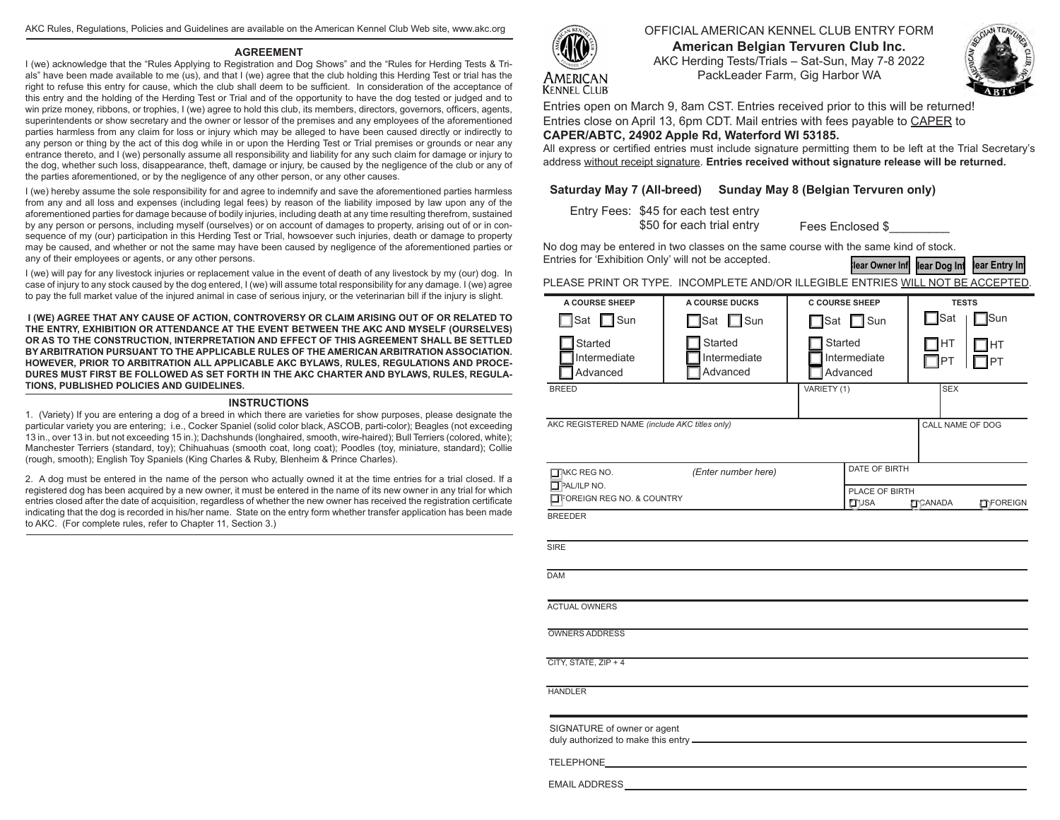AKC Rules, Regulations, Policies and Guidelines are available on the American Kennel Club Web site, www.akc.org

## AGREEMENT

I (we) acknowledge that the "Rules Applying to Registration and Dog Shows" and the "Rules for Herding Tests & Trials" have been made available to me (us), and that I (we) agree that the club holding this Herding Test or trial has the right to refuse this entry for cause, which the club shall deem to be sufficient. In consideration of the acceptance of this entry and the holding of the Herding Test or Trial and of the opportunity to have the dog tested or judged and to win prize money, ribbons, or trophies, I (we) agree to hold this club, its members, directors, governors, officers, agents, superintendents or show secretary and the owner or lessor of the premises and any employees of the aforementioned parties harmless from any claim for loss or injury which may be alleged to have been caused directly or indirectly to any person or thing by the act of this dog while in or upon the Herding Test or Trial premises or grounds or near any entrance thereto, and I (we) personally assume all responsibility and liability for any such claim for damage or injury to the dog, whether such loss, disappearance, theft, damage or injury, be caused by the negligence of the club or any of the parties aforementioned, or by the negligence of any other person, or any other causes.

I (we) hereby assume the sole responsibility for and agree to indemnify and save the aforementioned parties harmless from any and all loss and expenses (including legal fees) by reason of the liability imposed by law upon any of the aforementioned parties for damage because of bodily injuries, including death at any time resulting therefrom, sustained by any person or persons, including myself (ourselves) or on account of damages to property, arising out of or in consequence of my (our) participation in this Herding Test or Trial, howsoever such injuries, death or damage to property may be caused, and whether or not the same may have been caused by negligence of the aforementioned parties or any of their employees or agents, or any other persons.

I (we) will pay for any livestock injuries or replacement value in the event of death of any livestock by my (our) dog. In case of injury to any stock caused by the dog entered, I (we) will assume total responsibility for any damage. I (we) agree to pay the full market value of the injured animal in case of serious injury, or the veterinarian bill if the injury is slight.

**I (WE) AGREE THAT ANY CAUSE OF ACTION, CONTROVERSY OR CLAIM ARISING OUT OF OR RELATED TO THE ENTRY, EXHIBITION OR ATTENDANCE AT THE EVENT BETWEEN THE AKC AND MYSELF (OURSELVES) OR AS TO THE CONSTRUCTION, INTERPRETATION AND EFFECT OF THIS AGREEMENT SHALL BE SETTLED BY ARBITRATION PURSUANT TO THE APPLICABLE RULES OF THE AMERICAN ARBITRATION ASSOCIATION. HOWEVER, PRIOR TO ARBITRATION ALL APPLICABLE AKC BYLAWS, RULES, REGULATIONS AND PROCEDURES MUST FIRST BE FOLLOWED AS SET FORTH IN THE AKC CHARTER AND BYLAWS, RULES, REGULATIONS, PUBLISHED POLICIES AND GUIDELINES.**

## INSTRUCTIONS

1. (Variety) If you are entering a dog of a breed in which there are varieties for show purposes, please designate the particular variety you are entering; i.e., Cocker Spaniel (solid color black, ASCOB, parti-color); Beagles (not exceeding 13 in., over 13 in. but not exceeding 15 in.); Dachshunds (longhaired, smooth, wire-haired); Bull Terriers (colored, white); Manchester Terriers (standard, toy); Chihuahuas (smooth coat, long coat); Poodles (toy, miniature, standard); Collie (rough, smooth); English Toy Spaniels (King Charles & Ruby, Blenheim & Prince Charles).

2. A dog must be entered in the name of the person who actually owned it at the time entries for a trial closed. If a registered dog has been acquired by a new owner, it must be entered in the name of its new owner in any trial for which entries closed after the date of acquisition, regardless of whether the new owner has received the registration certificate indicating that the dog is recorded in his/her name. State on the entry form whether transfer application has been made to AKC. (For complete rules, refer to Chapter 11, Section 3.)

OFFICIAL AMERICAN KENNEL CLUB ENTRY FORM

**American Belgian Tervuren Club Inc.**

AKC Herding Tests/Trials – Sat-Sun, May 7-8 2022

PackLeader Farm, Gig Harbor WA

Entries open on March 9, 8am CST. Entries received prior to this will be returned!
Entries close on April 13, 6pm CDT. Mail entries with fees payable to CAPER to
**CAPER/ABTC, 24902 Apple Rd, Waterford WI 53185.**

All express or certified entries must include signature permitting them to be left at the Trial Secretary's address without receipt signature. **Entries received without signature release will be returned.**

**Saturday May 7 (All-breed) Sunday May 8 (Belgian Tervuren only)**

Entry Fees: $45 for each test entry
$50 for each trial entry

Fees Enclosed $_________

No dog may be entered in two classes on the same course with the same kind of stock.
Entries for 'Exhibition Only' will not be accepted.

Clear Owner Info | Clear Dog Info | Clear Entry Info

PLEASE PRINT OR TYPE. INCOMPLETE AND/OR ILLEGIBLE ENTRIES WILL NOT BE ACCEPTED.

| A COURSE SHEEP | A COURSE DUCKS | C COURSE SHEEP | TESTS |
|---|---|---|---|
| ☐ Sat ☐ Sun | ☐ Sat ☐ Sun | ☐ Sat ☐ Sun | ☐ Sat ☐ Sun |
| ☐ Started<br>☐ Intermediate<br>☐ Advanced | ☐ Started<br>☐ Intermediate<br>☐ Advanced | ☐ Started<br>☐ Intermediate<br>☐ Advanced | ☐ HT ☐ HT<br>☐ PT ☐ PT |

BREED | VARIETY (1) | SEX

AKC REGISTERED NAME *(include AKC titles only)* | CALL NAME OF DOG

☐ AKC REG NO. *(Enter number here)*
☐ PAL/ILP NO.
☐ FOREIGN REG NO. & COUNTRY

DATE OF BIRTH

PLACE OF BIRTH ☐ USA ☐ CANADA ☐ FOREIGN

BREEDER

SIRE

DAM

ACTUAL OWNERS

OWNERS ADDRESS

CITY, STATE, ZIP + 4

HANDLER

SIGNATURE of owner or agent duly authorized to make this entry ______________________

TELEPHONE ______________________

EMAIL ADDRESS ______________________